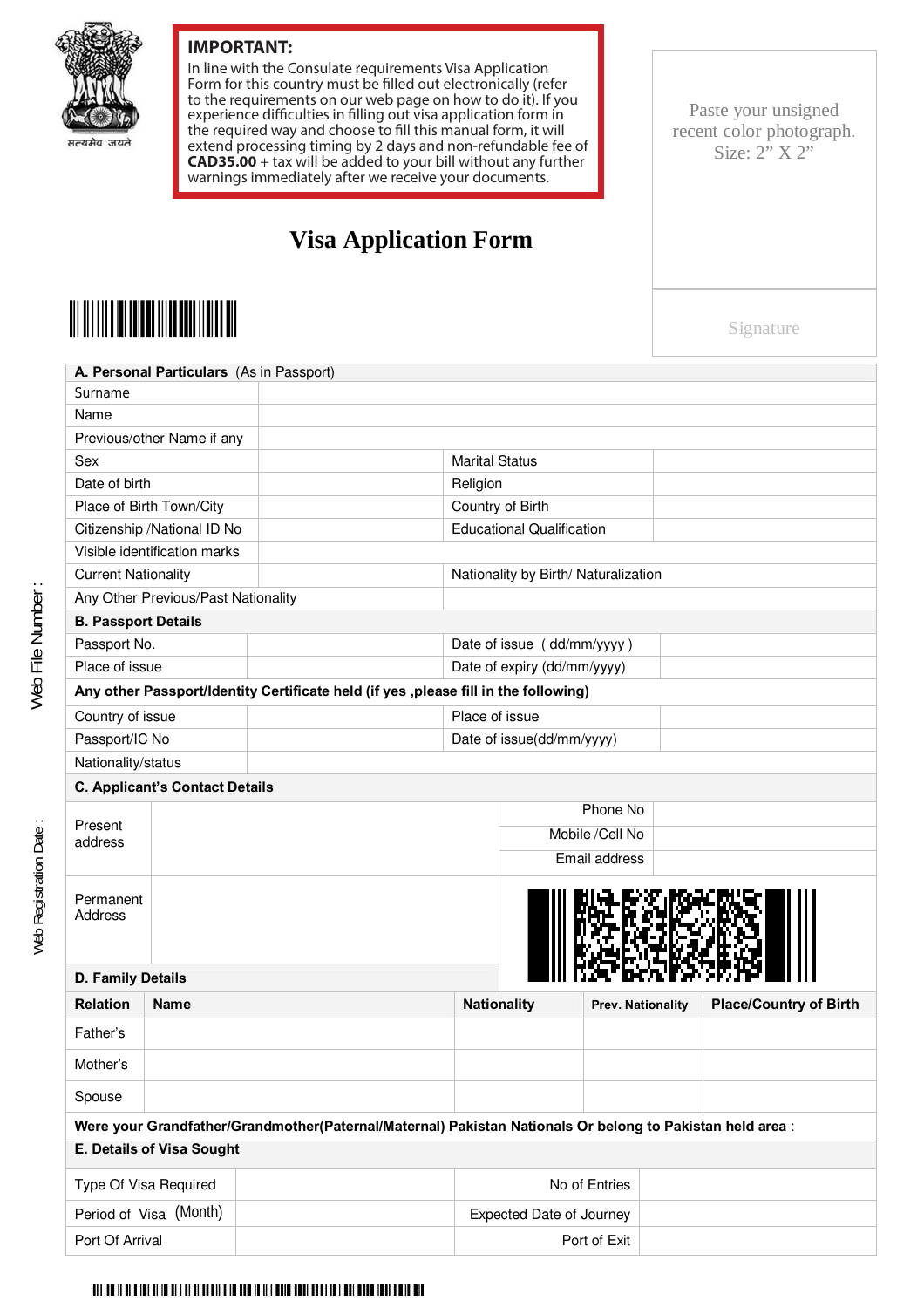सत्यमेव जयते

**IMPORTANT:**
In line with the Consulate requirements Visa Application Form for this country must be filled out electronically (refer to the requirements on our web page on how to do it). If you experience difficulties in filling out visa application form in the required way and choose to fill this manual form, it will extend processing timing by 2 days and non-refundable fee of **CAD35.00** + tax will be added to your bill without any further warnings immediately after we receive your documents.

Paste your unsigned recent color photograph. Size: 2" X 2"

Signature

# Visa Application Form

Web File Number :

Web Registration Date :

| **A. Personal Particulars** (As in Passport) | | | |
|---|---|---|---|
| Surname | | | |
| Name | | | |
| Previous/other Name if any | | | |
| Sex | | Marital Status | |
| Date of birth | | Religion | |
| Place of Birth Town/City | | Country of Birth | |
| Citizenship /National ID No | | Educational Qualification | |
| Visible identification marks | | | |
| Current Nationality | | Nationality by Birth/ Naturalization | |
| Any Other Previous/Past Nationality | | | |

| **B. Passport Details** | | | |
|---|---|---|---|
| Passport No. | | Date of issue ( dd/mm/yyyy ) | |
| Place of issue | | Date of expiry (dd/mm/yyyy) | |
| **Any other Passport/Identity Certificate held (if yes ,please fill in the following)** | | | |
| Country of issue | | Place of issue | |
| Passport/IC No | | Date of issue(dd/mm/yyyy) | |
| Nationality/status | | | |

| **C. Applicant's Contact Details** | | | |
|---|---|---|---|
| Present address | | Phone No | |
| | | Mobile /Cell No | |
| | | Email address | |
| Permanent Address | | | |

**D. Family Details**

| Relation | Name | Nationality | Prev. Nationality | Place/Country of Birth |
|---|---|---|---|---|
| Father's | | | | |
| Mother's | | | | |
| Spouse | | | | |

**Were your Grandfather/Grandmother(Paternal/Maternal) Pakistan Nationals Or belong to Pakistan held area** :

| **E. Details of Visa Sought** | | | |
|---|---|---|---|
| Type Of Visa Required | | No of Entries | |
| Period of Visa (Month) | | Expected Date of Journey | |
| Port Of Arrival | | Port of Exit | |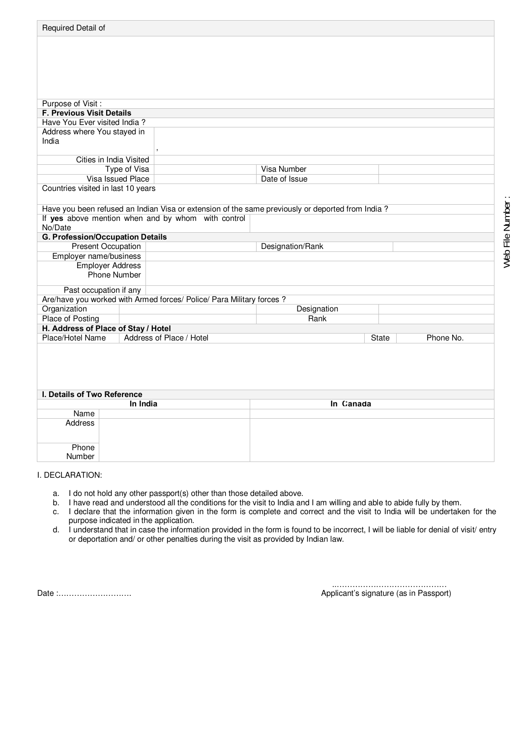| Required Detail of |
| --- |
| |
| Purpose of Visit : |

**F. Previous Visit Details**

| | | | |
| --- | --- | --- | --- |
| Have You Ever visited India ? | | | |
| Address where You stayed in India | , | | |
| Cities in India Visited | | | |
| Type of Visa | | Visa Number | |
| Visa Issued Place | | Date of Issue | |
| Countries visited in last 10 years | | | |
| Have you been refused an Indian Visa or extension of the same previously or deported from India ? | | | |
| If **yes** above mention when and by whom with control No/Date | | | |

**G. Profession/Occupation Details**

| | | | |
| --- | --- | --- | --- |
| Present Occupation | | Designation/Rank | |
| Employer name/business | | | |
| Employer Address Phone Number | | | |
| Past occupation if any | | | |
| Are/have you worked with Armed forces/ Police/ Para Military forces ? | | | |
| Organization | | Designation | |
| Place of Posting | | Rank | |

**H. Address of Place of Stay / Hotel**

| Place/Hotel Name | Address of Place / Hotel | State | Phone No. |
| --- | --- | --- | --- |
| | | | |

**I. Details of Two Reference**

| | In India | In Canada |
| --- | --- | --- |
| Name | | |
| Address | | |
| Phone Number | | |

I. DECLARATION:

a. I do not hold any other passport(s) other than those detailed above.
b. I have read and understood all the conditions for the visit to India and I am willing and able to abide fully by them.
c. I declare that the information given in the form is complete and correct and the visit to India will be undertaken for the purpose indicated in the application.
d. I understand that in case the information provided in the form is found to be incorrect, I will be liable for denial of visit/ entry or deportation and/ or other penalties during the visit as provided by Indian law.

Date :……………………….

…………………………………… 
Applicant's signature (as in Passport)

Web File Number :